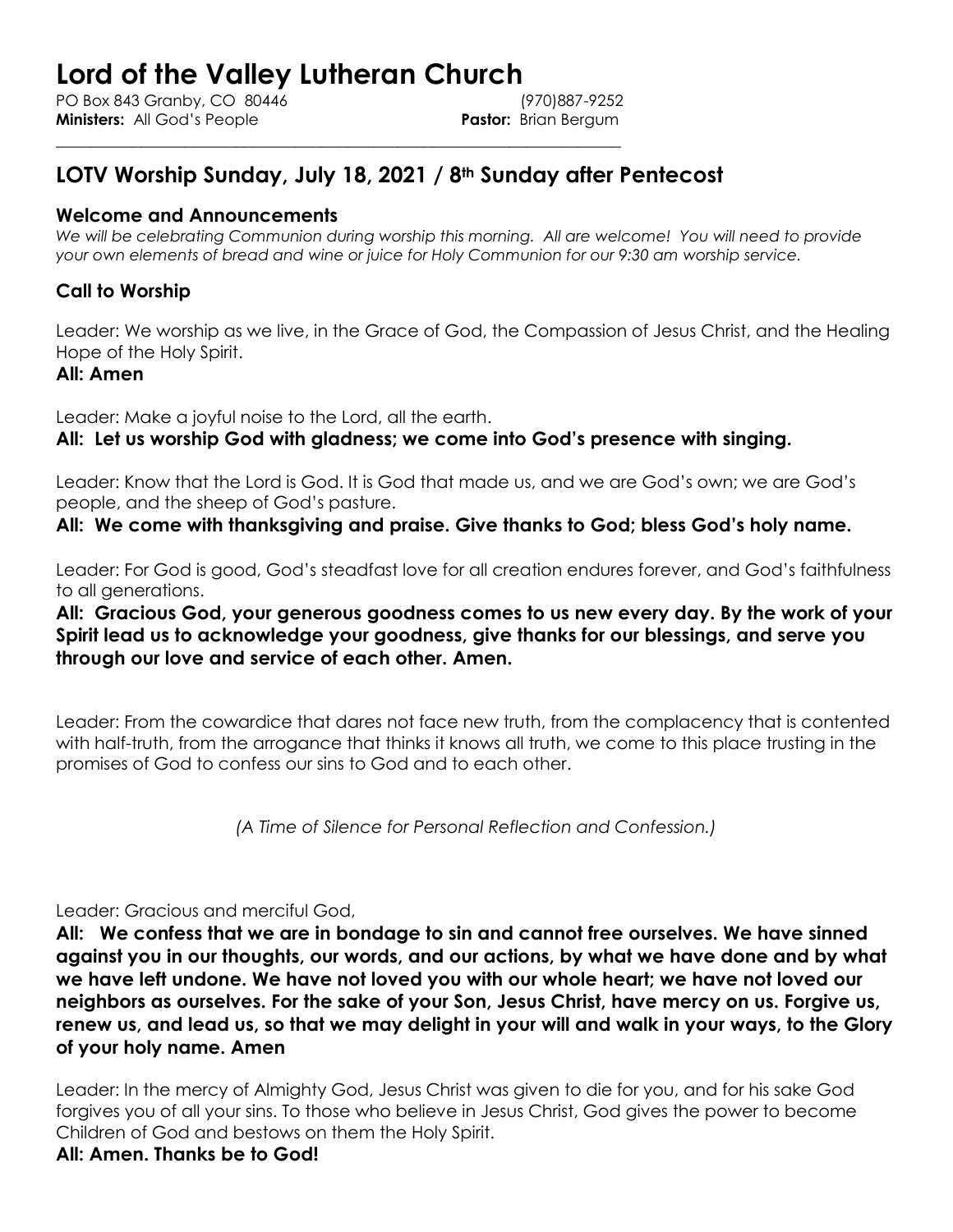# Lord of the Valley Lutheran Church

PO Box 843 Granby, CO 80446 (970)887-9252
**Ministers:** All God's People **Pastor:** Brian Bergum

---

## LOTV Worship Sunday, July 18, 2021 / 8th Sunday after Pentecost

### Welcome and Announcements

*We will be celebrating Communion during worship this morning. All are welcome! You will need to provide your own elements of bread and wine or juice for Holy Communion for our 9:30 am worship service.*

### Call to Worship

Leader: We worship as we live, in the Grace of God, the Compassion of Jesus Christ, and the Healing Hope of the Holy Spirit.

**All: Amen**

Leader: Make a joyful noise to the Lord, all the earth.

**All: Let us worship God with gladness; we come into God's presence with singing.**

Leader: Know that the Lord is God. It is God that made us, and we are God's own; we are God's people, and the sheep of God's pasture.

**All: We come with thanksgiving and praise. Give thanks to God; bless God's holy name.**

Leader: For God is good, God's steadfast love for all creation endures forever, and God's faithfulness to all generations.

**All: Gracious God, your generous goodness comes to us new every day. By the work of your Spirit lead us to acknowledge your goodness, give thanks for our blessings, and serve you through our love and service of each other. Amen.**

Leader: From the cowardice that dares not face new truth, from the complacency that is contented with half-truth, from the arrogance that thinks it knows all truth, we come to this place trusting in the promises of God to confess our sins to God and to each other.

*(A Time of Silence for Personal Reflection and Confession.)*

Leader: Gracious and merciful God,

**All: We confess that we are in bondage to sin and cannot free ourselves. We have sinned against you in our thoughts, our words, and our actions, by what we have done and by what we have left undone. We have not loved you with our whole heart; we have not loved our neighbors as ourselves. For the sake of your Son, Jesus Christ, have mercy on us. Forgive us, renew us, and lead us, so that we may delight in your will and walk in your ways, to the Glory of your holy name. Amen**

Leader: In the mercy of Almighty God, Jesus Christ was given to die for you, and for his sake God forgives you of all your sins. To those who believe in Jesus Christ, God gives the power to become Children of God and bestows on them the Holy Spirit.

**All: Amen. Thanks be to God!**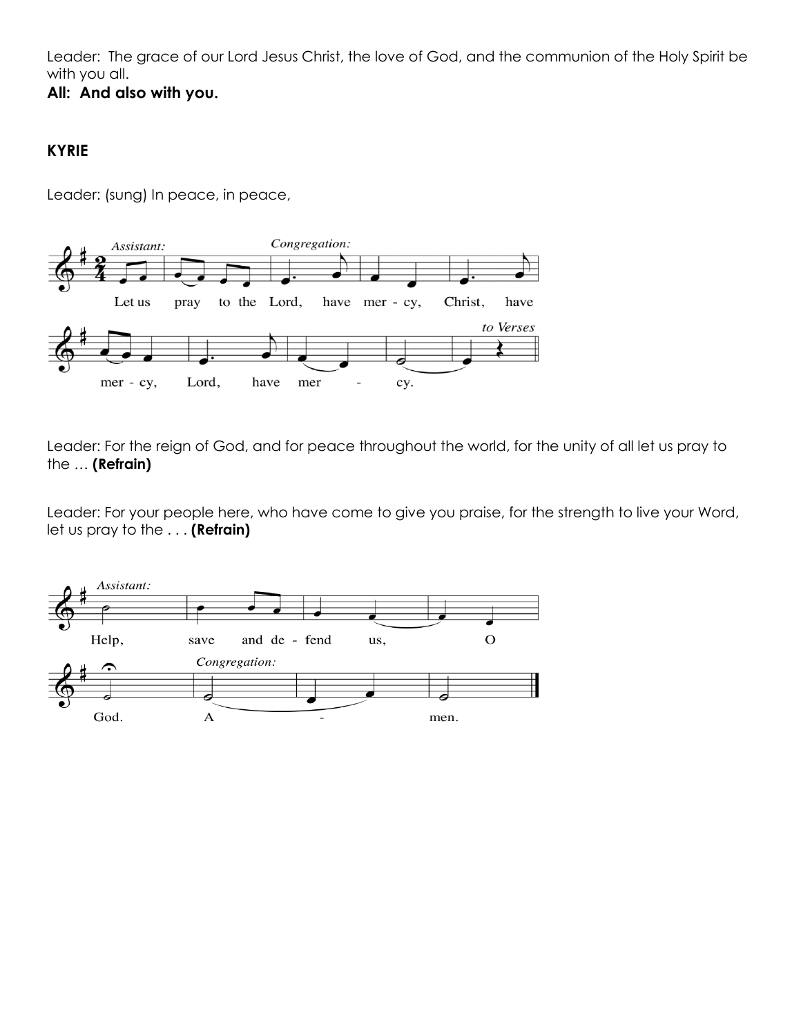Leader:  The grace of our Lord Jesus Christ, the love of God, and the communion of the Holy Spirit be with you all.

**All:  And also with you.**

**KYRIE**

Leader: (sung) In peace, in peace,

*Assistant:* Let us pray to the Lord, *Congregation:* have mer - cy, Christ, have mer - cy, Lord, have mer - cy. *to Verses*

Leader: For the reign of God, and for peace throughout the world, for the unity of all let us pray to the … **(Refrain)**

Leader: For your people here, who have come to give you praise, for the strength to live your Word, let us pray to the . . . **(Refrain)**

*Assistant:* Help, save and de - fend us, O God. *Congregation:* A - men.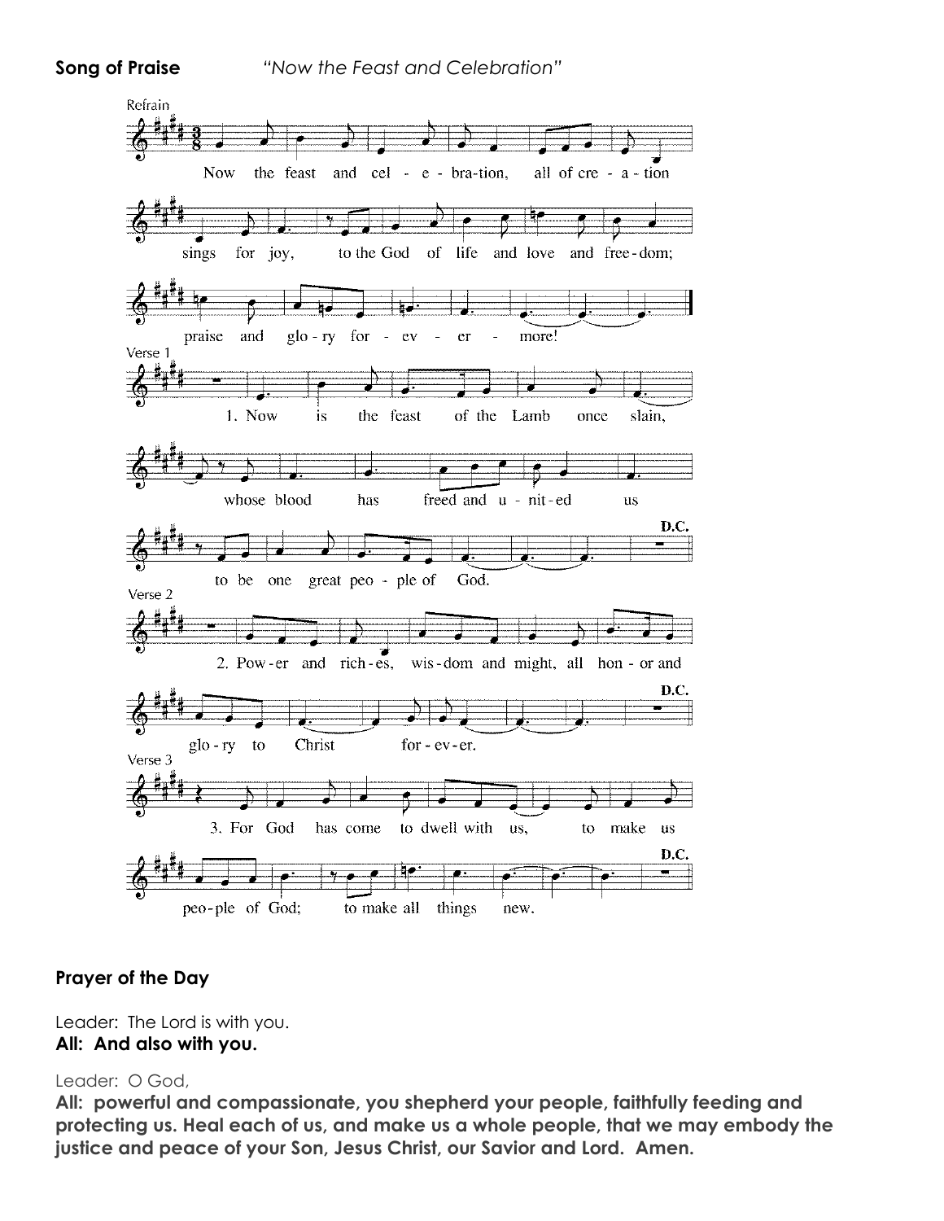**Song of Praise** *"Now the Feast and Celebration"*

Refrain

Now the feast and cel - e - bra-tion, all of cre - a - tion sings for joy, to the God of life and love and free-dom; praise and glo - ry for - ev - er - more!

Verse 1

1. Now is the feast of the Lamb once slain, whose blood has freed and u - nit - ed us to be one great peo - ple of God. D.C.

Verse 2

2. Pow-er and rich-es, wis-dom and might, all hon - or and glo - ry to Christ for - ev - er. D.C.

Verse 3

3. For God has come to dwell with us, to make us peo-ple of God; to make all things new. D.C.

**Prayer of the Day**

Leader: The Lord is with you.
**All: And also with you.**

Leader: O God,
**All: powerful and compassionate, you shepherd your people, faithfully feeding and protecting us. Heal each of us, and make us a whole people, that we may embody the justice and peace of your Son, Jesus Christ, our Savior and Lord. Amen.**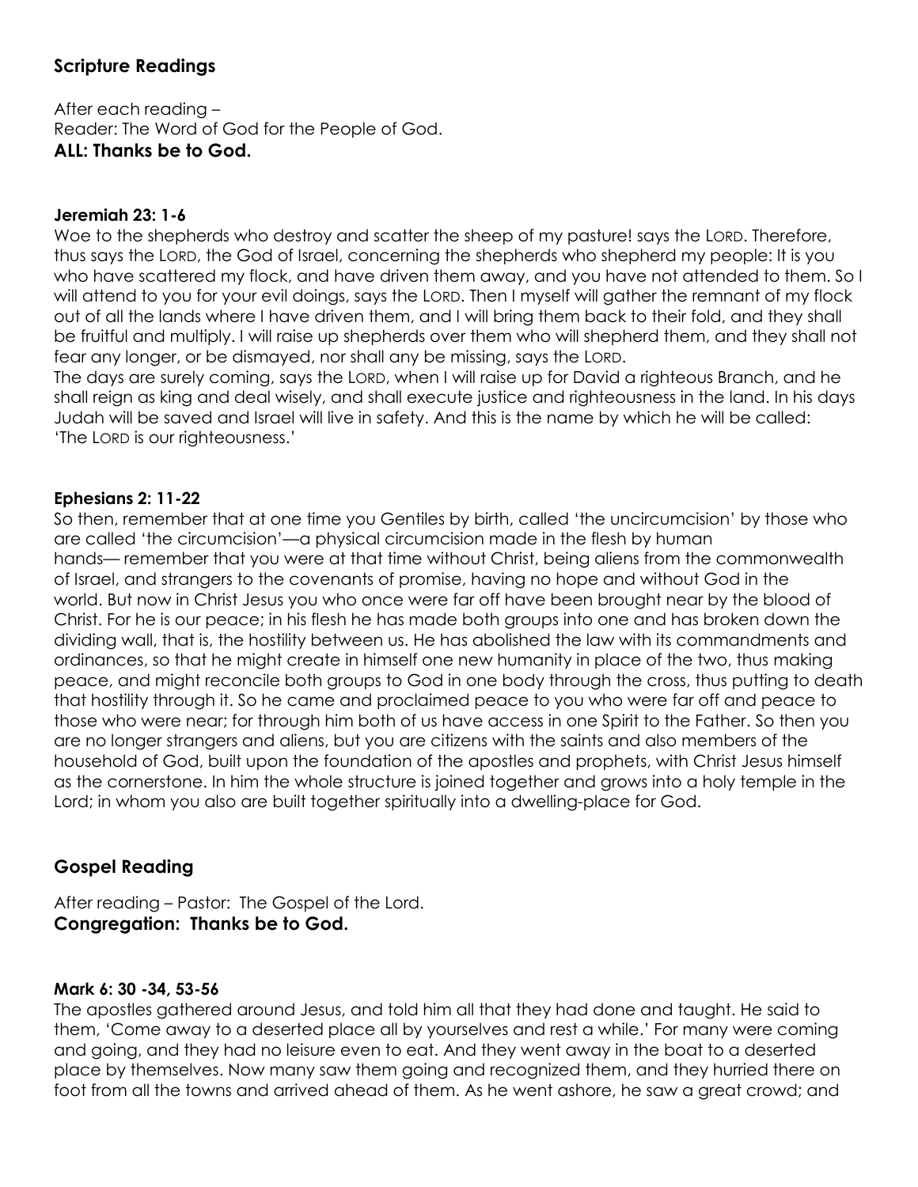## Scripture Readings

After each reading –
Reader: The Word of God for the People of God.
**ALL: Thanks be to God.**

**Jeremiah 23: 1-6**

Woe to the shepherds who destroy and scatter the sheep of my pasture! says the LORD. Therefore, thus says the LORD, the God of Israel, concerning the shepherds who shepherd my people: It is you who have scattered my flock, and have driven them away, and you have not attended to them. So I will attend to you for your evil doings, says the LORD. Then I myself will gather the remnant of my flock out of all the lands where I have driven them, and I will bring them back to their fold, and they shall be fruitful and multiply. I will raise up shepherds over them who will shepherd them, and they shall not fear any longer, or be dismayed, nor shall any be missing, says the LORD.

The days are surely coming, says the LORD, when I will raise up for David a righteous Branch, and he shall reign as king and deal wisely, and shall execute justice and righteousness in the land. In his days Judah will be saved and Israel will live in safety. And this is the name by which he will be called: 'The LORD is our righteousness.'

**Ephesians 2: 11-22**

So then, remember that at one time you Gentiles by birth, called 'the uncircumcision' by those who are called 'the circumcision'—a physical circumcision made in the flesh by human hands— remember that you were at that time without Christ, being aliens from the commonwealth of Israel, and strangers to the covenants of promise, having no hope and without God in the world. But now in Christ Jesus you who once were far off have been brought near by the blood of Christ. For he is our peace; in his flesh he has made both groups into one and has broken down the dividing wall, that is, the hostility between us. He has abolished the law with its commandments and ordinances, so that he might create in himself one new humanity in place of the two, thus making peace, and might reconcile both groups to God in one body through the cross, thus putting to death that hostility through it. So he came and proclaimed peace to you who were far off and peace to those who were near; for through him both of us have access in one Spirit to the Father. So then you are no longer strangers and aliens, but you are citizens with the saints and also members of the household of God, built upon the foundation of the apostles and prophets, with Christ Jesus himself as the cornerstone. In him the whole structure is joined together and grows into a holy temple in the Lord; in whom you also are built together spiritually into a dwelling-place for God.

## Gospel Reading

After reading – Pastor: The Gospel of the Lord.
**Congregation: Thanks be to God.**

**Mark 6: 30 -34, 53-56**

The apostles gathered around Jesus, and told him all that they had done and taught. He said to them, 'Come away to a deserted place all by yourselves and rest a while.' For many were coming and going, and they had no leisure even to eat. And they went away in the boat to a deserted place by themselves. Now many saw them going and recognized them, and they hurried there on foot from all the towns and arrived ahead of them. As he went ashore, he saw a great crowd; and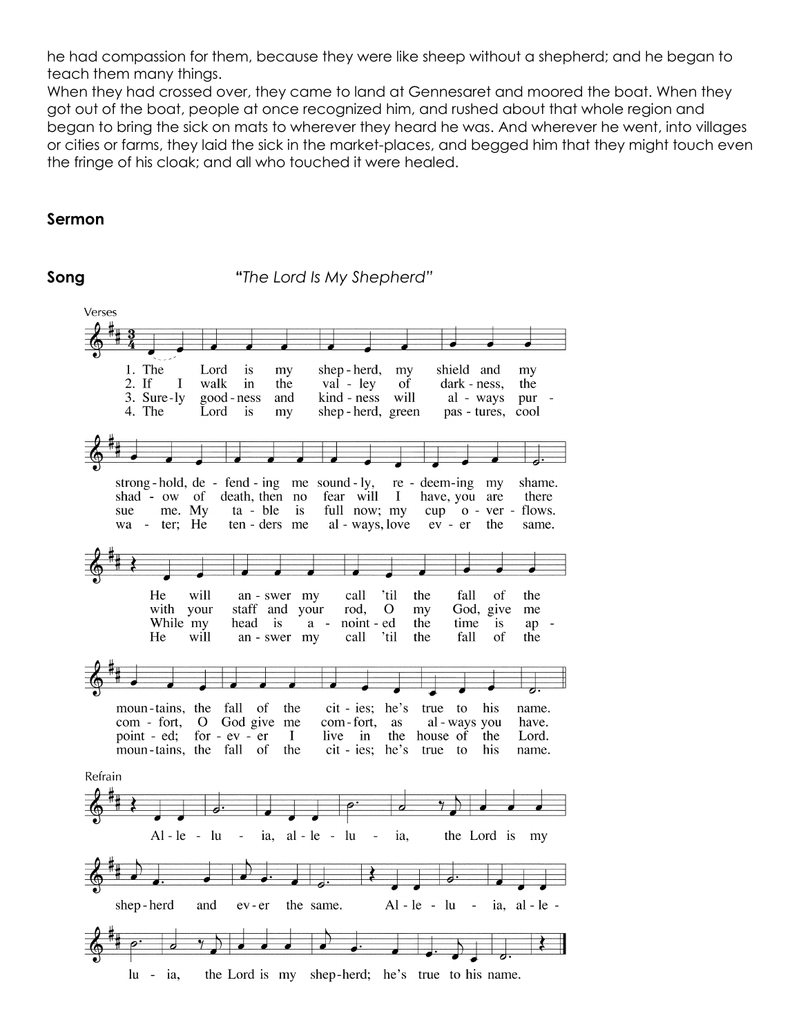he had compassion for them, because they were like sheep without a shepherd; and he began to teach them many things.
When they had crossed over, they came to land at Gennesaret and moored the boat. When they got out of the boat, people at once recognized him, and rushed about that whole region and began to bring the sick on mats to wherever they heard he was. And wherever he went, into villages or cities or farms, they laid the sick in the market-places, and begged him that they might touch even the fringe of his cloak; and all who touched it were healed.

**Sermon**

**Song** *"The Lord Is My Shepherd"*

Verses

1. The Lord is my shepherd, my shield and my stronghold, defending me soundly, redeeming my shame. He will answer my call 'til the fall of the mountains, the fall of the cities; he's true to his name.
2. If I walk in the valley of darkness, the shadow of death, then no fear will I have, you are there with your staff and your rod, O my God, give me comfort, O God give me comfort, as always you have.
3. Surely goodness and kindness will always pursue me. My table is full now; my cup overflows. While my head is anointed the time is appointed; forever I live in the house of the Lord.
4. The Lord is my shepherd, green pastures, cool water; He tenders me always, love ever the same. He will answer my call 'til the fall of the mountains, the fall of the cities; he's true to his name.

Refrain

Alleluia, alleluia, the Lord is my shepherd and ever the same. Alleluia, alleluia, the Lord is my shepherd; he's true to his name.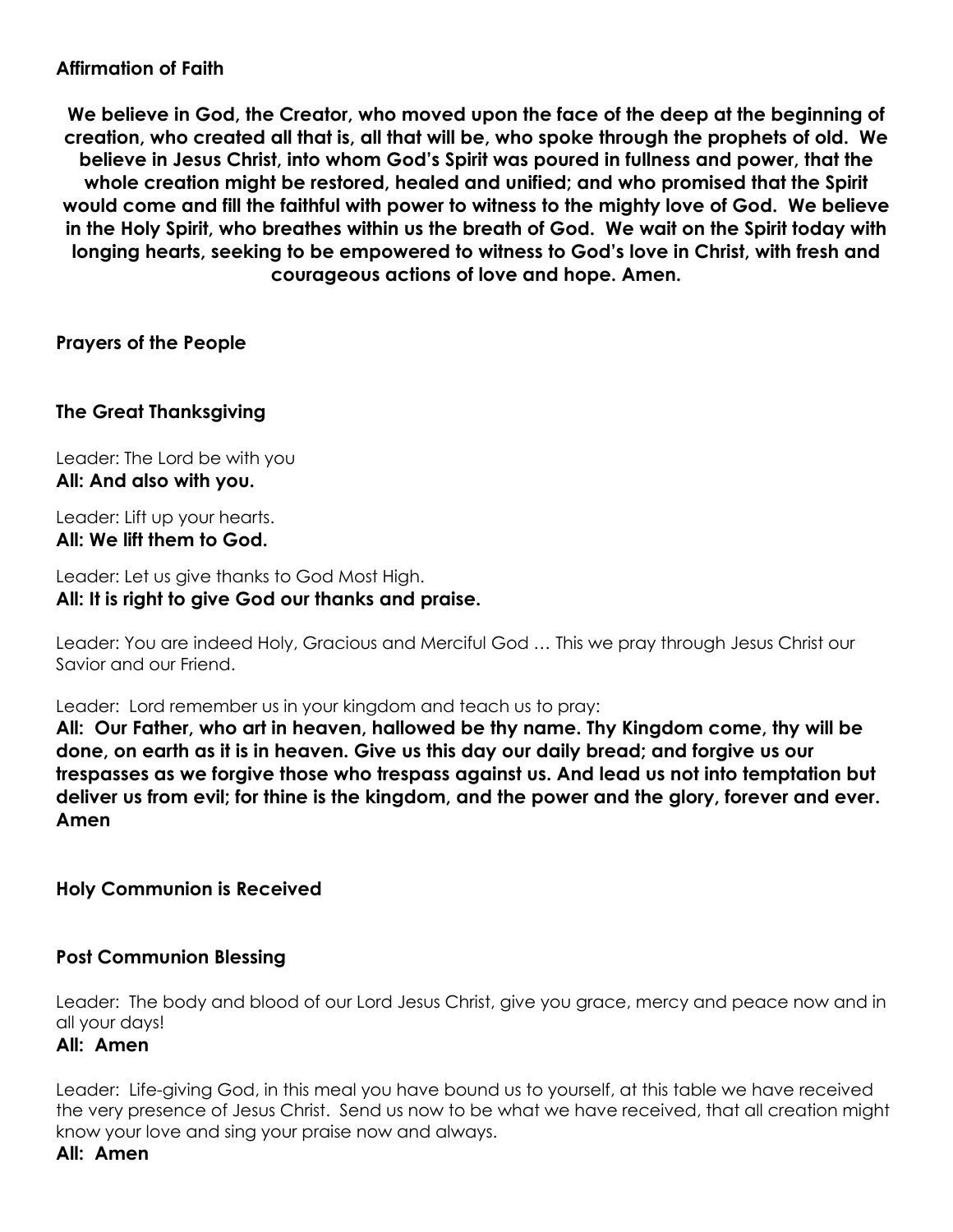**Affirmation of Faith**

**We believe in God, the Creator, who moved upon the face of the deep at the beginning of creation, who created all that is, all that will be, who spoke through the prophets of old. We believe in Jesus Christ, into whom God's Spirit was poured in fullness and power, that the whole creation might be restored, healed and unified; and who promised that the Spirit would come and fill the faithful with power to witness to the mighty love of God. We believe in the Holy Spirit, who breathes within us the breath of God. We wait on the Spirit today with longing hearts, seeking to be empowered to witness to God's love in Christ, with fresh and courageous actions of love and hope. Amen.**

**Prayers of the People**

**The Great Thanksgiving**

Leader: The Lord be with you
**All: And also with you.**

Leader: Lift up your hearts.
**All: We lift them to God.**

Leader: Let us give thanks to God Most High.
**All: It is right to give God our thanks and praise.**

Leader: You are indeed Holy, Gracious and Merciful God … This we pray through Jesus Christ our Savior and our Friend.

Leader: Lord remember us in your kingdom and teach us to pray:
**All: Our Father, who art in heaven, hallowed be thy name. Thy Kingdom come, thy will be done, on earth as it is in heaven. Give us this day our daily bread; and forgive us our trespasses as we forgive those who trespass against us. And lead us not into temptation but deliver us from evil; for thine is the kingdom, and the power and the glory, forever and ever. Amen**

**Holy Communion is Received**

**Post Communion Blessing**

Leader: The body and blood of our Lord Jesus Christ, give you grace, mercy and peace now and in all your days!
**All: Amen**

Leader: Life-giving God, in this meal you have bound us to yourself, at this table we have received the very presence of Jesus Christ. Send us now to be what we have received, that all creation might know your love and sing your praise now and always.
**All: Amen**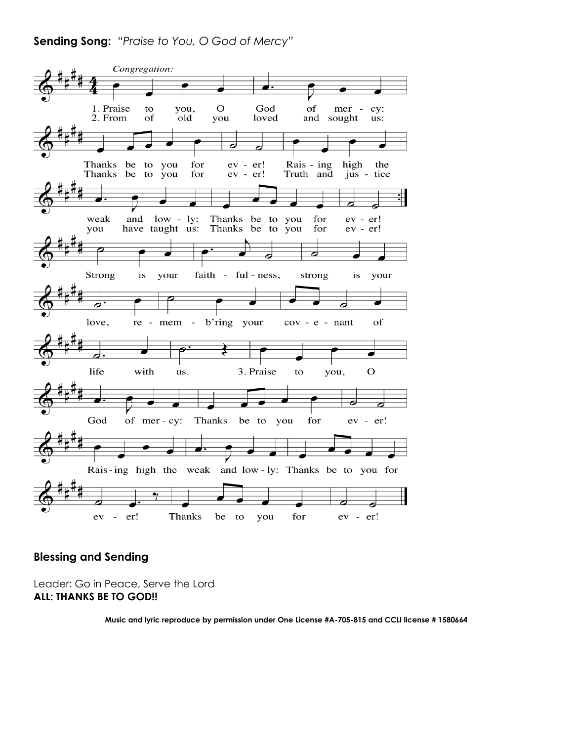**Sending Song:** *"Praise to You, O God of Mercy"*

*Congregation:*

1. Praise to you, O God of mercy: Thanks be to you for ever! Raising high the weak and lowly: Thanks be to you for ever!
2. From of old you loved and sought us: Thanks be to you for ever! Truth and justice you have taught us: Thanks be to you for ever!

Strong is your faithfulness, strong is your love, remem - b'ring your covenant of life with us.

3. Praise to you, O God of mercy: Thanks be to you for ever! Raising high the weak and lowly: Thanks be to you for ever! Thanks be to you for ever!

## Blessing and Sending

Leader: Go in Peace, Serve the Lord
**ALL: THANKS BE TO GOD!!**

**Music and lyric reproduce by permission under One License #A-705-815 and CCLI license # 1580664**